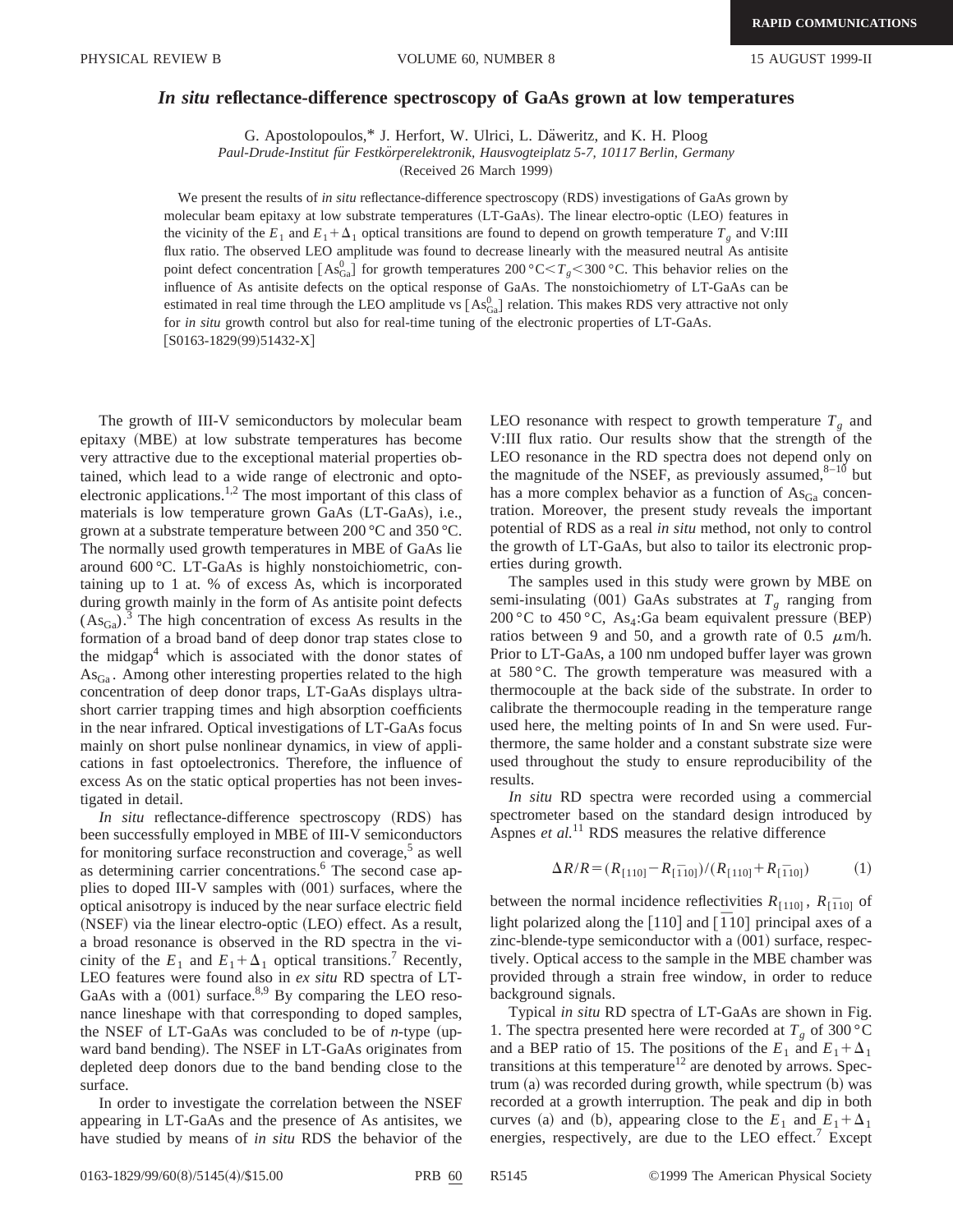# *In situ* reflectance-difference spectroscopy of GaAs grown at low temperatures

G. Apostolopoulos,* J. Herfort, W. Ulrici, L. Däweritz, and K. H. Ploog

*Paul-Drude-Institut für Festkörperelektronik, Hausvogteiplatz 5-7, 10117 Berlin, Germany*

(Received 26 March 1999)

We present the results of *in situ* reflectance-difference spectroscopy (RDS) investigations of GaAs grown by molecular beam epitaxy at low substrate temperatures (LT-GaAs). The linear electro-optic (LEO) features in the vicinity of the $E_1$ and $E_1+\Delta_1$ optical transitions are found to depend on growth temperature $T_g$ and V:III flux ratio. The observed LEO amplitude was found to decrease linearly with the measured neutral As antisite point defect concentration $[\mathrm{As}_{\mathrm{Ga}}^0]$ for growth temperatures $200\,°\mathrm{C}<T_g<300\,°\mathrm{C}$. This behavior relies on the influence of As antisite defects on the optical response of GaAs. The nonstoichiometry of LT-GaAs can be estimated in real time through the LEO amplitude vs $[\mathrm{As}_{\mathrm{Ga}}^0]$ relation. This makes RDS very attractive not only for *in situ* growth control but also for real-time tuning of the electronic properties of LT-GaAs. [S0163-1829(99)51432-X]

The growth of III-V semiconductors by molecular beam epitaxy (MBE) at low substrate temperatures has become very attractive due to the exceptional material properties obtained, which lead to a wide range of electronic and optoelectronic applications.[1,2] The most important of this class of materials is low temperature grown GaAs (LT-GaAs), i.e., grown at a substrate temperature between 200 °C and 350 °C. The normally used growth temperatures in MBE of GaAs lie around 600 °C. LT-GaAs is highly nonstoichiometric, containing up to 1 at. % of excess As, which is incorporated during growth mainly in the form of As antisite point defects ($\mathrm{As}_{\mathrm{Ga}}$).[3] The high concentration of excess As results in the formation of a broad band of deep donor trap states close to the midgap[4] which is associated with the donor states of $\mathrm{As}_{\mathrm{Ga}}$. Among other interesting properties related to the high concentration of deep donor traps, LT-GaAs displays ultrashort carrier trapping times and high absorption coefficients in the near infrared. Optical investigations of LT-GaAs focus mainly on short pulse nonlinear dynamics, in view of applications in fast optoelectronics. Therefore, the influence of excess As on the static optical properties has not been investigated in detail.

*In situ* reflectance-difference spectroscopy (RDS) has been successfully employed in MBE of III-V semiconductors for monitoring surface reconstruction and coverage,[5] as well as determining carrier concentrations.[6] The second case applies to doped III-V samples with (001) surfaces, where the optical anisotropy is induced by the near surface electric field (NSEF) via the linear electro-optic (LEO) effect. As a result, a broad resonance is observed in the RD spectra in the vicinity of the $E_1$ and $E_1+\Delta_1$ optical transitions.[7] Recently, LEO features were found also in *ex situ* RD spectra of LT-GaAs with a (001) surface.[8,9] By comparing the LEO resonance lineshape with that corresponding to doped samples, the NSEF of LT-GaAs was concluded to be of *n*-type (upward band bending). The NSEF in LT-GaAs originates from depleted deep donors due to the band bending close to the surface.

In order to investigate the correlation between the NSEF appearing in LT-GaAs and the presence of As antisites, we have studied by means of *in situ* RDS the behavior of the LEO resonance with respect to growth temperature $T_g$ and V:III flux ratio. Our results show that the strength of the LEO resonance in the RD spectra does not depend only on the magnitude of the NSEF, as previously assumed,[8–10] but has a more complex behavior as a function of $\mathrm{As}_{\mathrm{Ga}}$ concentration. Moreover, the present study reveals the important potential of RDS as a real *in situ* method, not only to control the growth of LT-GaAs, but also to tailor its electronic properties during growth.

The samples used in this study were grown by MBE on semi-insulating (001) GaAs substrates at $T_g$ ranging from 200 °C to 450 °C, $\mathrm{As}_4$:Ga beam equivalent pressure (BEP) ratios between 9 and 50, and a growth rate of 0.5 $\mu$m/h. Prior to LT-GaAs, a 100 nm undoped buffer layer was grown at 580 °C. The growth temperature was measured with a thermocouple at the back side of the substrate. In order to calibrate the thermocouple reading in the temperature range used here, the melting points of In and Sn were used. Furthermore, the same holder and a constant substrate size were used throughout the study to ensure reproducibility of the results.

*In situ* RD spectra were recorded using a commercial spectrometer based on the standard design introduced by Aspnes *et al.*[11] RDS measures the relative difference

$$\Delta R/R=(R_{[110]}-R_{[\bar{1}10]})/(R_{[110]}+R_{[\bar{1}10]}) \tag{1}$$

between the normal incidence reflectivities $R_{[110]}$, $R_{[\bar{1}10]}$ of light polarized along the [110] and $[\bar{1}10]$ principal axes of a zinc-blende-type semiconductor with a (001) surface, respectively. Optical access to the sample in the MBE chamber was provided through a strain free window, in order to reduce background signals.

Typical *in situ* RD spectra of LT-GaAs are shown in Fig. 1. The spectra presented here were recorded at $T_g$ of 300 °C and a BEP ratio of 15. The positions of the $E_1$ and $E_1+\Delta_1$ transitions at this temperature[12] are denoted by arrows. Spectrum (a) was recorded during growth, while spectrum (b) was recorded at a growth interruption. The peak and dip in both curves (a) and (b), appearing close to the $E_1$ and $E_1+\Delta_1$ energies, respectively, are due to the LEO effect.[7] Except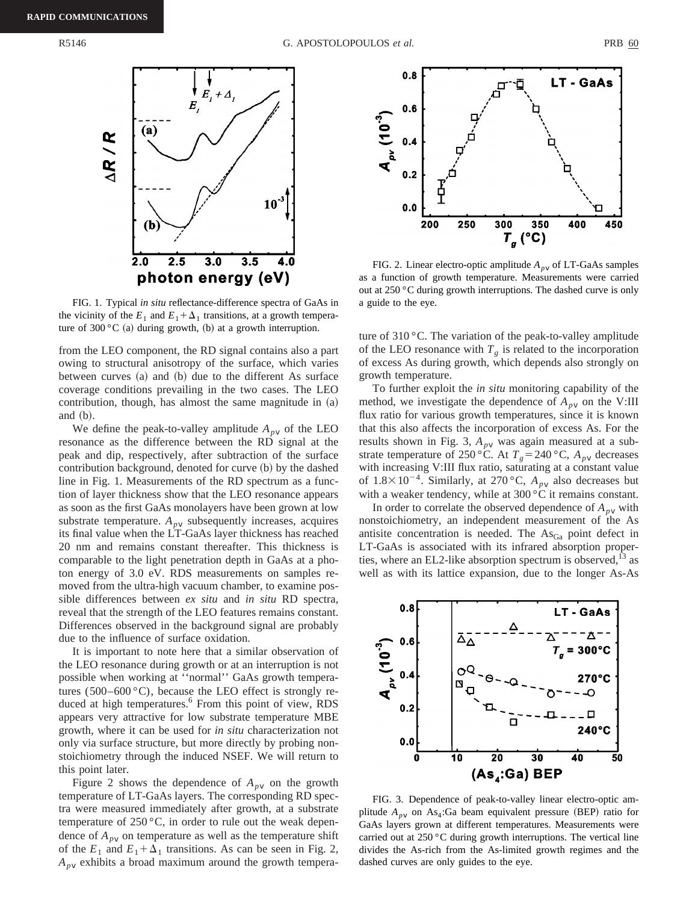FIG. 1. Typical *in situ* reflectance-difference spectra of GaAs in the vicinity of the $E_1$ and $E_1+\Delta_1$ transitions, at a growth temperature of 300 °C (a) during growth, (b) at a growth interruption.

FIG. 2. Linear electro-optic amplitude $A_{p\text{v}}$ of LT-GaAs samples as a function of growth temperature. Measurements were carried out at 250 °C during growth interruptions. The dashed curve is only a guide to the eye.

from the LEO component, the RD signal contains also a part owing to structural anisotropy of the surface, which varies between curves (a) and (b) due to the different As surface coverage conditions prevailing in the two cases. The LEO contribution, though, has almost the same magnitude in (a) and (b).

We define the peak-to-valley amplitude $A_{p\text{v}}$ of the LEO resonance as the difference between the RD signal at the peak and dip, respectively, after subtraction of the surface contribution background, denoted for curve (b) by the dashed line in Fig. 1. Measurements of the RD spectrum as a function of layer thickness show that the LEO resonance appears as soon as the first GaAs monolayers have been grown at low substrate temperature. $A_{p\text{v}}$ subsequently increases, acquires its final value when the LT-GaAs layer thickness has reached 20 nm and remains constant thereafter. This thickness is comparable to the light penetration depth in GaAs at a photon energy of 3.0 eV. RDS measurements on samples removed from the ultra-high vacuum chamber, to examine possible differences between *ex situ* and *in situ* RD spectra, reveal that the strength of the LEO features remains constant. Differences observed in the background signal are probably due to the influence of surface oxidation.

It is important to note here that a similar observation of the LEO resonance during growth or at an interruption is not possible when working at ''normal'' GaAs growth temperatures (500–600 °C), because the LEO effect is strongly reduced at high temperatures.[6] From this point of view, RDS appears very attractive for low substrate temperature MBE growth, where it can be used for *in situ* characterization not only via surface structure, but more directly by probing nonstoichiometry through the induced NSEF. We will return to this point later.

Figure 2 shows the dependence of $A_{p\text{v}}$ on the growth temperature of LT-GaAs layers. The corresponding RD spectra were measured immediately after growth, at a substrate temperature of 250 °C, in order to rule out the weak dependence of $A_{p\text{v}}$ on temperature as well as the temperature shift of the $E_1$ and $E_1+\Delta_1$ transitions. As can be seen in Fig. 2, $A_{p\text{v}}$ exhibits a broad maximum around the growth temperature of 310 °C. The variation of the peak-to-valley amplitude of the LEO resonance with $T_g$ is related to the incorporation of excess As during growth, which depends also strongly on growth temperature.

To further exploit the *in situ* monitoring capability of the method, we investigate the dependence of $A_{p\text{v}}$ on the V:III flux ratio for various growth temperatures, since it is known that this also affects the incorporation of excess As. For the results shown in Fig. 3, $A_{p\text{v}}$ was again measured at a substrate temperature of 250 °C. At $T_g=240$ °C, $A_{p\text{v}}$ decreases with increasing V:III flux ratio, saturating at a constant value of $1.8\times10^{-4}$. Similarly, at 270 °C, $A_{p\text{v}}$ also decreases but with a weaker tendency, while at 300 °C it remains constant.

In order to correlate the observed dependence of $A_{p\text{v}}$ with nonstoichiometry, an independent measurement of the As antisite concentration is needed. The $As_{Ga}$ point defect in LT-GaAs is associated with its infrared absorption properties, where an EL2-like absorption spectrum is observed,[13] as well as with its lattice expansion, due to the longer As-As

FIG. 3. Dependence of peak-to-valley linear electro-optic amplitude $A_{p\text{v}}$ on $As_4$:Ga beam equivalent pressure (BEP) ratio for GaAs layers grown at different temperatures. Measurements were carried out at 250 °C during growth interruptions. The vertical line divides the As-rich from the As-limited growth regimes and the dashed curves are only guides to the eye.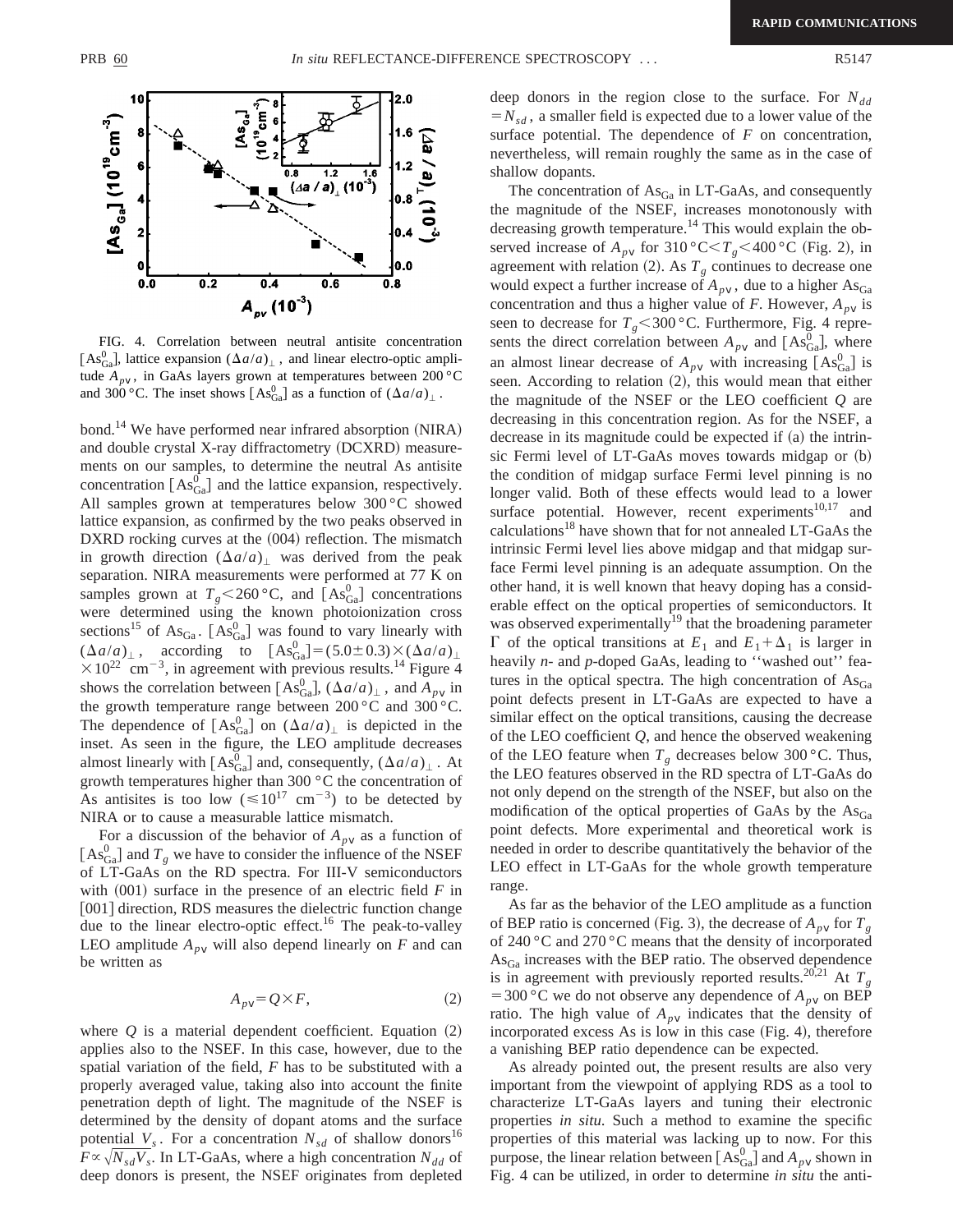FIG. 4. Correlation between neutral antisite concentration $[\mathrm{As}_{\mathrm{Ga}}^0]$, lattice expansion $(\Delta a/a)_\perp$, and linear electro-optic amplitude $A_{p\mathrm{v}}$, in GaAs layers grown at temperatures between 200 °C and 300 °C. The inset shows $[\mathrm{As}_{\mathrm{Ga}}^0]$ as a function of $(\Delta a/a)_\perp$.

bond.[14] We have performed near infrared absorption (NIRA) and double crystal X-ray diffractometry (DCXRD) measurements on our samples, to determine the neutral As antisite concentration $[\mathrm{As}_{\mathrm{Ga}}^0]$ and the lattice expansion, respectively. All samples grown at temperatures below 300 °C showed lattice expansion, as confirmed by the two peaks observed in DXRD rocking curves at the (004) reflection. The mismatch in growth direction $(\Delta a/a)_\perp$ was derived from the peak separation. NIRA measurements were performed at 77 K on samples grown at $T_g < 260$ °C, and $[\mathrm{As}_{\mathrm{Ga}}^0]$ concentrations were determined using the known photoionization cross sections[15] of $\mathrm{As}_{\mathrm{Ga}}$. $[\mathrm{As}_{\mathrm{Ga}}^0]$ was found to vary linearly with $(\Delta a/a)_\perp$, according to $[\mathrm{As}_{\mathrm{Ga}}^0] = (5.0 \pm 0.3) \times (\Delta a/a)_\perp \times 10^{22}$ cm$^{-3}$, in agreement with previous results.[14] Figure 4 shows the correlation between $[\mathrm{As}_{\mathrm{Ga}}^0]$, $(\Delta a/a)_\perp$, and $A_{p\mathrm{v}}$ in the growth temperature range between 200 °C and 300 °C. The dependence of $[\mathrm{As}_{\mathrm{Ga}}^0]$ on $(\Delta a/a)_\perp$ is depicted in the inset. As seen in the figure, the LEO amplitude decreases almost linearly with $[\mathrm{As}_{\mathrm{Ga}}^0]$ and, consequently, $(\Delta a/a)_\perp$. At growth temperatures higher than 300 °C the concentration of As antisites is too low ($\leqslant 10^{17}$ cm$^{-3}$) to be detected by NIRA or to cause a measurable lattice mismatch.

For a discussion of the behavior of $A_{p\mathrm{v}}$ as a function of $[\mathrm{As}_{\mathrm{Ga}}^0]$ and $T_g$ we have to consider the influence of the NSEF of LT-GaAs on the RD spectra. For III-V semiconductors with (001) surface in the presence of an electric field $F$ in [001] direction, RDS measures the dielectric function change due to the linear electro-optic effect.[16] The peak-to-valley LEO amplitude $A_{p\mathrm{v}}$ will also depend linearly on $F$ and can be written as

$$A_{p\mathrm{v}} = Q \times F, \tag{2}$$

where $Q$ is a material dependent coefficient. Equation (2) applies also to the NSEF. In this case, however, due to the spatial variation of the field, $F$ has to be substituted with a properly averaged value, taking also into account the finite penetration depth of light. The magnitude of the NSEF is determined by the density of dopant atoms and the surface potential $V_s$. For a concentration $N_{sd}$ of shallow donors[16] $F \propto \sqrt{N_{sd} V_s}$. In LT-GaAs, where a high concentration $N_{dd}$ of deep donors is present, the NSEF originates from depleted deep donors in the region close to the surface. For $N_{dd} = N_{sd}$, a smaller field is expected due to a lower value of the surface potential. The dependence of $F$ on concentration, nevertheless, will remain roughly the same as in the case of shallow dopants.

The concentration of $\mathrm{As}_{\mathrm{Ga}}$ in LT-GaAs, and consequently the magnitude of the NSEF, increases monotonously with decreasing growth temperature.[14] This would explain the observed increase of $A_{p\mathrm{v}}$ for $310\,°\mathrm{C} < T_g < 400\,°\mathrm{C}$ (Fig. 2), in agreement with relation (2). As $T_g$ continues to decrease one would expect a further increase of $A_{p\mathrm{v}}$, due to a higher $\mathrm{As}_{\mathrm{Ga}}$ concentration and thus a higher value of $F$. However, $A_{p\mathrm{v}}$ is seen to decrease for $T_g < 300$ °C. Furthermore, Fig. 4 represents the direct correlation between $A_{p\mathrm{v}}$ and $[\mathrm{As}_{\mathrm{Ga}}^0]$, where an almost linear decrease of $A_{p\mathrm{v}}$ with increasing $[\mathrm{As}_{\mathrm{Ga}}^0]$ is seen. According to relation (2), this would mean that either the magnitude of the NSEF or the LEO coefficient $Q$ are decreasing in this concentration region. As for the NSEF, a decrease in its magnitude could be expected if (a) the intrinsic Fermi level of LT-GaAs moves towards midgap or (b) the condition of midgap surface Fermi level pinning is no longer valid. Both of these effects would lead to a lower surface potential. However, recent experiments[10,17] and calculations[18] have shown that for not annealed LT-GaAs the intrinsic Fermi level lies above midgap and that midgap surface Fermi level pinning is an adequate assumption. On the other hand, it is well known that heavy doping has a considerable effect on the optical properties of semiconductors. It was observed experimentally[19] that the broadening parameter $\Gamma$ of the optical transitions at $E_1$ and $E_1 + \Delta_1$ is larger in heavily $n$- and $p$-doped GaAs, leading to ''washed out'' features in the optical spectra. The high concentration of $\mathrm{As}_{\mathrm{Ga}}$ point defects present in LT-GaAs are expected to have a similar effect on the optical transitions, causing the decrease of the LEO coefficient $Q$, and hence the observed weakening of the LEO feature when $T_g$ decreases below 300 °C. Thus, the LEO features observed in the RD spectra of LT-GaAs do not only depend on the strength of the NSEF, but also on the modification of the optical properties of GaAs by the $\mathrm{As}_{\mathrm{Ga}}$ point defects. More experimental and theoretical work is needed in order to describe quantitatively the behavior of the LEO effect in LT-GaAs for the whole growth temperature range.

As far as the behavior of the LEO amplitude as a function of BEP ratio is concerned (Fig. 3), the decrease of $A_{p\mathrm{v}}$ for $T_g$ of 240 °C and 270 °C means that the density of incorporated $\mathrm{As}_{\mathrm{Ga}}$ increases with the BEP ratio. The observed dependence is in agreement with previously reported results.[20,21] At $T_g = 300$ °C we do not observe any dependence of $A_{p\mathrm{v}}$ on BEP ratio. The high value of $A_{p\mathrm{v}}$ indicates that the density of incorporated excess As is low in this case (Fig. 4), therefore a vanishing BEP ratio dependence can be expected.

As already pointed out, the present results are also very important from the viewpoint of applying RDS as a tool to characterize LT-GaAs layers and tuning their electronic properties *in situ*. Such a method to examine the specific properties of this material was lacking up to now. For this purpose, the linear relation between $[\mathrm{As}_{\mathrm{Ga}}^0]$ and $A_{p\mathrm{v}}$ shown in Fig. 4 can be utilized, in order to determine *in situ* the anti-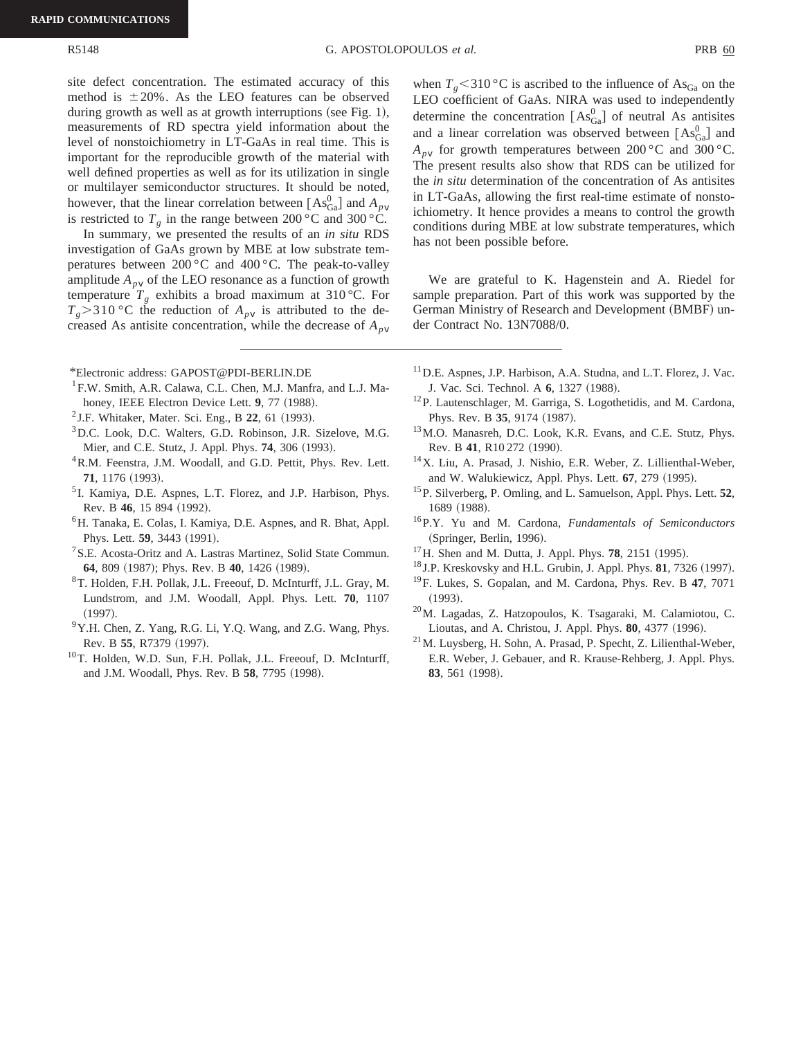site defect concentration. The estimated accuracy of this method is $\pm 20\%$. As the LEO features can be observed during growth as well as at growth interruptions (see Fig. 1), measurements of RD spectra yield information about the level of nonstoichiometry in LT-GaAs in real time. This is important for the reproducible growth of the material with well defined properties as well as for its utilization in single or multilayer semiconductor structures. It should be noted, however, that the linear correlation between $[\mathrm{As}_{\mathrm{Ga}}^{0}]$ and $A_{pv}$ is restricted to $T_g$ in the range between 200 °C and 300 °C.

In summary, we presented the results of an *in situ* RDS investigation of GaAs grown by MBE at low substrate temperatures between 200 °C and 400 °C. The peak-to-valley amplitude $A_{pv}$ of the LEO resonance as a function of growth temperature $T_g$ exhibits a broad maximum at 310 °C. For $T_g > 310$ °C the reduction of $A_{pv}$ is attributed to the decreased As antisite concentration, while the decrease of $A_{pv}$ when $T_g < 310$ °C is ascribed to the influence of $\mathrm{As}_{\mathrm{Ga}}$ on the LEO coefficient of GaAs. NIRA was used to independently determine the concentration $[\mathrm{As}_{\mathrm{Ga}}^{0}]$ of neutral As antisites and a linear correlation was observed between $[\mathrm{As}_{\mathrm{Ga}}^{0}]$ and $A_{pv}$ for growth temperatures between 200 °C and 300 °C. The present results also show that RDS can be utilized for the *in situ* determination of the concentration of As antisites in LT-GaAs, allowing the first real-time estimate of nonstoichiometry. It hence provides a means to control the growth conditions during MBE at low substrate temperatures, which has not been possible before.

We are grateful to K. Hagenstein and A. Riedel for sample preparation. Part of this work was supported by the German Ministry of Research and Development (BMBF) under Contract No. 13N7088/0.

---

*Electronic address: GAPOST@PDI-BERLIN.DE

[1] F.W. Smith, A.R. Calawa, C.L. Chen, M.J. Manfra, and L.J. Mahoney, IEEE Electron Device Lett. **9**, 77 (1988).

[2] J.F. Whitaker, Mater. Sci. Eng., B **22**, 61 (1993).

[3] D.C. Look, D.C. Walters, G.D. Robinson, J.R. Sizelove, M.G. Mier, and C.E. Stutz, J. Appl. Phys. **74**, 306 (1993).

[4] R.M. Feenstra, J.M. Woodall, and G.D. Pettit, Phys. Rev. Lett. **71**, 1176 (1993).

[5] I. Kamiya, D.E. Aspnes, L.T. Florez, and J.P. Harbison, Phys. Rev. B **46**, 15 894 (1992).

[6] H. Tanaka, E. Colas, I. Kamiya, D.E. Aspnes, and R. Bhat, Appl. Phys. Lett. **59**, 3443 (1991).

[7] S.E. Acosta-Oritz and A. Lastras Martinez, Solid State Commun. **64**, 809 (1987); Phys. Rev. B **40**, 1426 (1989).

[8] T. Holden, F.H. Pollak, J.L. Freeouf, D. McInturff, J.L. Gray, M. Lundstrom, and J.M. Woodall, Appl. Phys. Lett. **70**, 1107 (1997).

[9] Y.H. Chen, Z. Yang, R.G. Li, Y.Q. Wang, and Z.G. Wang, Phys. Rev. B **55**, R7379 (1997).

[10] T. Holden, W.D. Sun, F.H. Pollak, J.L. Freeouf, D. McInturff, and J.M. Woodall, Phys. Rev. B **58**, 7795 (1998).

[11] D.E. Aspnes, J.P. Harbison, A.A. Studna, and L.T. Florez, J. Vac. Sci. Technol. A **6**, 1327 (1988).

[12] P. Lautenschlager, M. Garriga, S. Logothetidis, and M. Cardona, Phys. Rev. B **35**, 9174 (1987).

[13] M.O. Manasreh, D.C. Look, K.R. Evans, and C.E. Stutz, Phys. Rev. B **41**, R10 272 (1990).

[14] X. Liu, A. Prasad, J. Nishio, E.R. Weber, Z. Lillienthal-Weber, and W. Walukiewicz, Appl. Phys. Lett. **67**, 279 (1995).

[15] P. Silverberg, P. Omling, and L. Samuelson, Appl. Phys. Lett. **52**, 1689 (1988).

[16] P.Y. Yu and M. Cardona, *Fundamentals of Semiconductors* (Springer, Berlin, 1996).

[17] H. Shen and M. Dutta, J. Appl. Phys. **78**, 2151 (1995).

[18] J.P. Kreskovsky and H.L. Grubin, J. Appl. Phys. **81**, 7326 (1997).

[19] F. Lukes, S. Gopalan, and M. Cardona, Phys. Rev. B **47**, 7071 (1993).

[20] M. Lagadas, Z. Hatzopoulos, K. Tsagaraki, M. Calamiotou, C. Lioutas, and A. Christou, J. Appl. Phys. **80**, 4377 (1996).

[21] M. Luysberg, H. Sohn, A. Prasad, P. Specht, Z. Lilienthal-Weber, E.R. Weber, J. Gebauer, and R. Krause-Rehberg, J. Appl. Phys. **83**, 561 (1998).